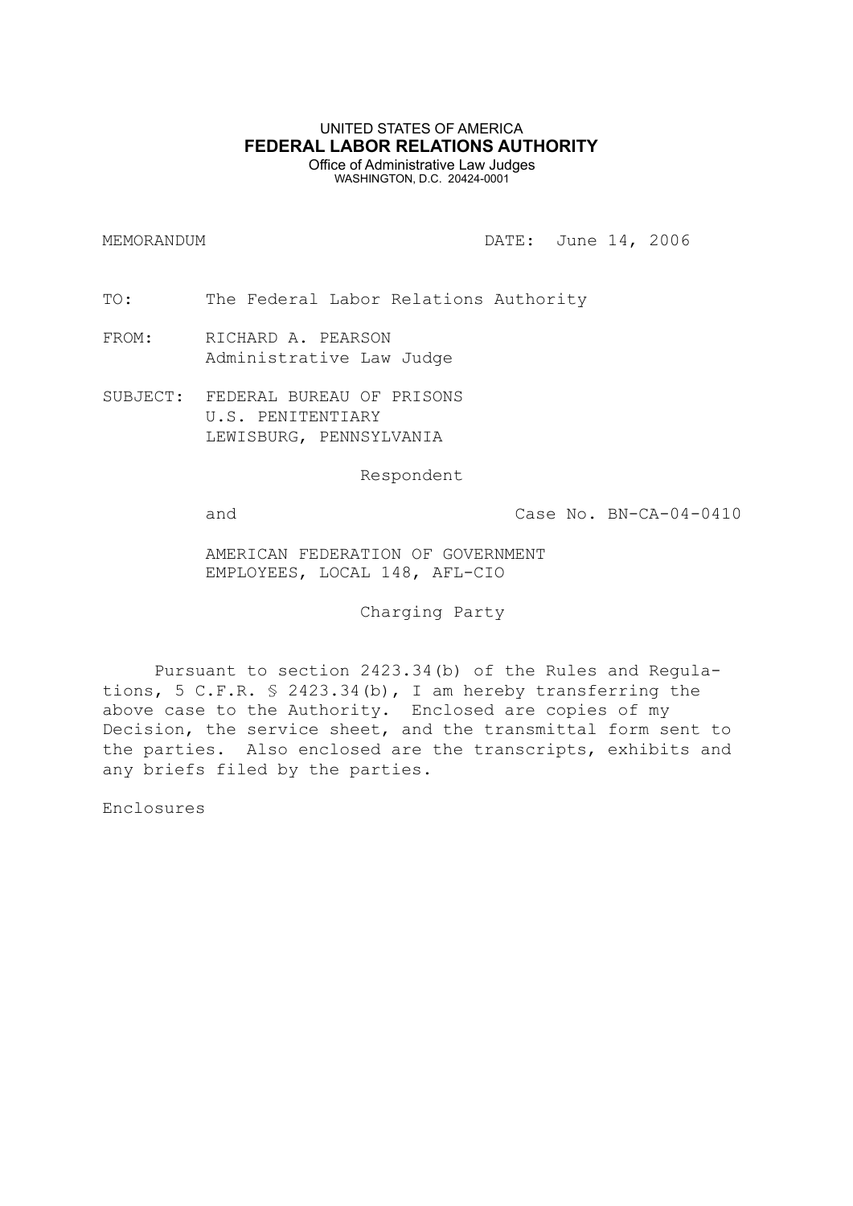UNITED STATES OF AMERICA

**FEDERAL LABOR RELATIONS AUTHORITY**

Office of Administrative Law Judges

WASHINGTON, D.C. 20424-0001

MEMORANDUM DATE: June 14, 2006

TO: The Federal Labor Relations Authority

FROM: RICHARD A. PEARSON
Administrative Law Judge

SUBJECT: FEDERAL BUREAU OF PRISONS
U.S. PENITENTIARY
LEWISBURG, PENNSYLVANIA

Respondent

and Case No. BN-CA-04-0410

AMERICAN FEDERATION OF GOVERNMENT
EMPLOYEES, LOCAL 148, AFL-CIO

Charging Party

Pursuant to section 2423.34(b) of the Rules and Regulations, 5 C.F.R. § 2423.34(b), I am hereby transferring the above case to the Authority. Enclosed are copies of my Decision, the service sheet, and the transmittal form sent to the parties. Also enclosed are the transcripts, exhibits and any briefs filed by the parties.

Enclosures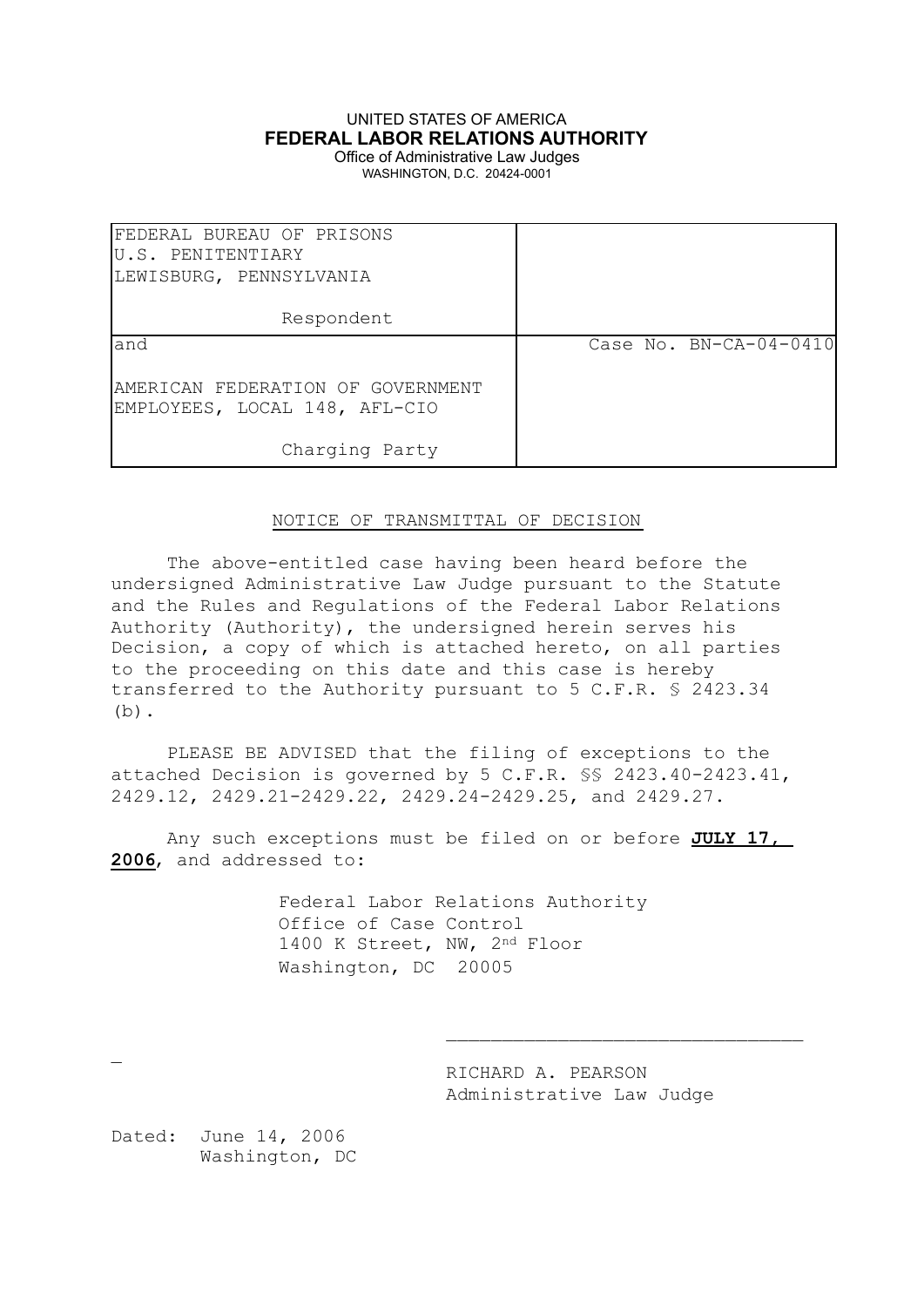UNITED STATES OF AMERICA

**FEDERAL LABOR RELATIONS AUTHORITY**

Office of Administrative Law Judges

WASHINGTON, D.C. 20424-0001

| | |
|---|---|
| FEDERAL BUREAU OF PRISONS<br>U.S. PENITENTIARY<br>LEWISBURG, PENNSYLVANIA<br><br>Respondent | |
| and<br><br>AMERICAN FEDERATION OF GOVERNMENT EMPLOYEES, LOCAL 148, AFL-CIO<br><br>Charging Party | Case No. BN-CA-04-0410 |

NOTICE OF TRANSMITTAL OF DECISION

The above-entitled case having been heard before the undersigned Administrative Law Judge pursuant to the Statute and the Rules and Regulations of the Federal Labor Relations Authority (Authority), the undersigned herein serves his Decision, a copy of which is attached hereto, on all parties to the proceeding on this date and this case is hereby transferred to the Authority pursuant to 5 C.F.R. § 2423.34 (b).

PLEASE BE ADVISED that the filing of exceptions to the attached Decision is governed by 5 C.F.R. §§ 2423.40-2423.41, 2429.12, 2429.21-2429.22, 2429.24-2429.25, and 2429.27.

Any such exceptions must be filed on or before **JULY 17, 2006**, and addressed to:

Federal Labor Relations Authority
Office of Case Control
1400 K Street, NW, 2nd Floor
Washington, DC 20005

RICHARD A. PEARSON
Administrative Law Judge

Dated: June 14, 2006
Washington, DC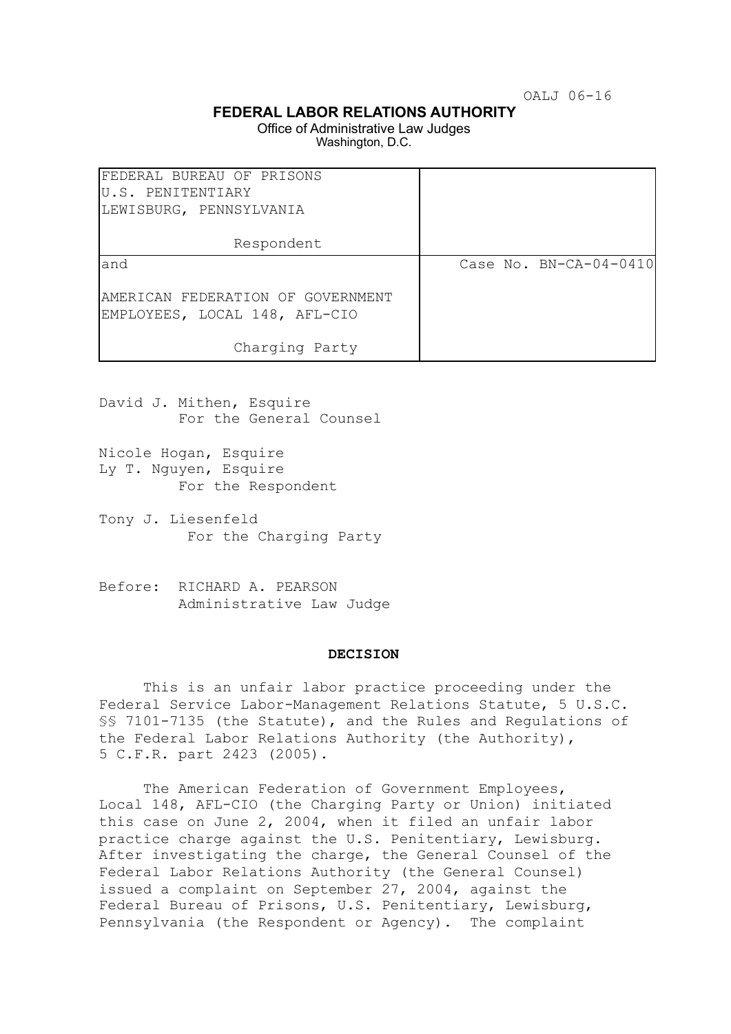OALJ 06-16

**FEDERAL LABOR RELATIONS AUTHORITY**
Office of Administrative Law Judges
Washington, D.C.

| | |
|---|---|
| FEDERAL BUREAU OF PRISONS<br>U.S. PENITENTIARY<br>LEWISBURG, PENNSYLVANIA<br><br>Respondent | |
| and<br><br>AMERICAN FEDERATION OF GOVERNMENT EMPLOYEES, LOCAL 148, AFL-CIO<br><br>Charging Party | Case No. BN-CA-04-0410 |

David J. Mithen, Esquire
For the General Counsel

Nicole Hogan, Esquire
Ly T. Nguyen, Esquire
For the Respondent

Tony J. Liesenfeld
For the Charging Party

Before: RICHARD A. PEARSON
Administrative Law Judge

**DECISION**

This is an unfair labor practice proceeding under the Federal Service Labor-Management Relations Statute, 5 U.S.C. §§ 7101-7135 (the Statute), and the Rules and Regulations of the Federal Labor Relations Authority (the Authority), 5 C.F.R. part 2423 (2005).

The American Federation of Government Employees, Local 148, AFL-CIO (the Charging Party or Union) initiated this case on June 2, 2004, when it filed an unfair labor practice charge against the U.S. Penitentiary, Lewisburg. After investigating the charge, the General Counsel of the Federal Labor Relations Authority (the General Counsel) issued a complaint on September 27, 2004, against the Federal Bureau of Prisons, U.S. Penitentiary, Lewisburg, Pennsylvania (the Respondent or Agency). The complaint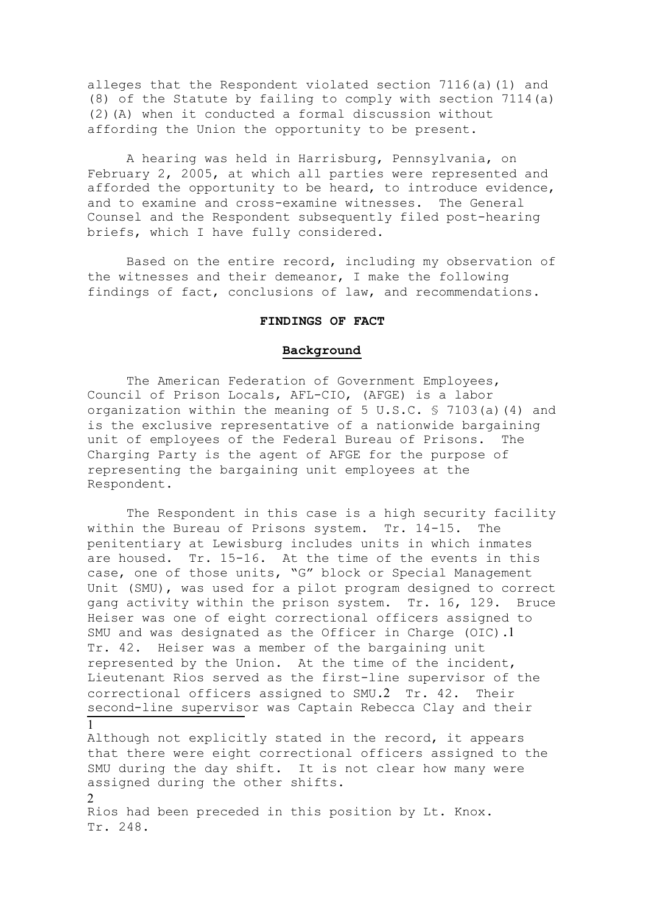alleges that the Respondent violated section 7116(a)(1) and (8) of the Statute by failing to comply with section 7114(a)(2)(A) when it conducted a formal discussion without affording the Union the opportunity to be present.

A hearing was held in Harrisburg, Pennsylvania, on February 2, 2005, at which all parties were represented and afforded the opportunity to be heard, to introduce evidence, and to examine and cross-examine witnesses. The General Counsel and the Respondent subsequently filed post-hearing briefs, which I have fully considered.

Based on the entire record, including my observation of the witnesses and their demeanor, I make the following findings of fact, conclusions of law, and recommendations.

## FINDINGS OF FACT

### Background

The American Federation of Government Employees, Council of Prison Locals, AFL-CIO, (AFGE) is a labor organization within the meaning of 5 U.S.C. § 7103(a)(4) and is the exclusive representative of a nationwide bargaining unit of employees of the Federal Bureau of Prisons. The Charging Party is the agent of AFGE for the purpose of representing the bargaining unit employees at the Respondent.

The Respondent in this case is a high security facility within the Bureau of Prisons system. Tr. 14-15. The penitentiary at Lewisburg includes units in which inmates are housed. Tr. 15-16. At the time of the events in this case, one of those units, "G" block or Special Management Unit (SMU), was used for a pilot program designed to correct gang activity within the prison system. Tr. 16, 129. Bruce Heiser was one of eight correctional officers assigned to SMU and was designated as the Officer in Charge (OIC).[1] Tr. 42. Heiser was a member of the bargaining unit represented by the Union. At the time of the incident, Lieutenant Rios served as the first-line supervisor of the correctional officers assigned to SMU.[2] Tr. 42. Their second-line supervisor was Captain Rebecca Clay and their

---

[1] Although not explicitly stated in the record, it appears that there were eight correctional officers assigned to the SMU during the day shift. It is not clear how many were assigned during the other shifts.

[2] Rios had been preceded in this position by Lt. Knox. Tr. 248.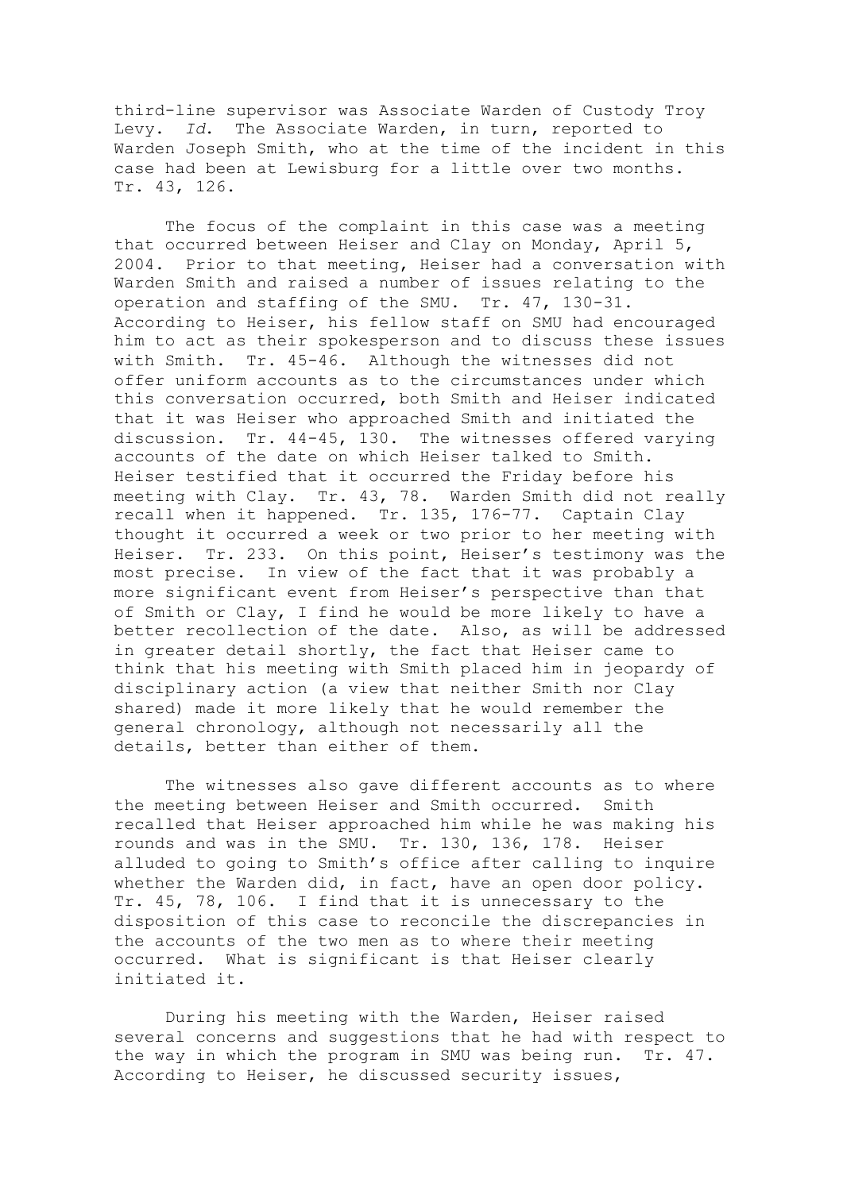third-line supervisor was Associate Warden of Custody Troy Levy. *Id*. The Associate Warden, in turn, reported to Warden Joseph Smith, who at the time of the incident in this case had been at Lewisburg for a little over two months. Tr. 43, 126.

The focus of the complaint in this case was a meeting that occurred between Heiser and Clay on Monday, April 5, 2004. Prior to that meeting, Heiser had a conversation with Warden Smith and raised a number of issues relating to the operation and staffing of the SMU. Tr. 47, 130-31. According to Heiser, his fellow staff on SMU had encouraged him to act as their spokesperson and to discuss these issues with Smith. Tr. 45-46. Although the witnesses did not offer uniform accounts as to the circumstances under which this conversation occurred, both Smith and Heiser indicated that it was Heiser who approached Smith and initiated the discussion. Tr. 44-45, 130. The witnesses offered varying accounts of the date on which Heiser talked to Smith. Heiser testified that it occurred the Friday before his meeting with Clay. Tr. 43, 78. Warden Smith did not really recall when it happened. Tr. 135, 176-77. Captain Clay thought it occurred a week or two prior to her meeting with Heiser. Tr. 233. On this point, Heiser's testimony was the most precise. In view of the fact that it was probably a more significant event from Heiser's perspective than that of Smith or Clay, I find he would be more likely to have a better recollection of the date. Also, as will be addressed in greater detail shortly, the fact that Heiser came to think that his meeting with Smith placed him in jeopardy of disciplinary action (a view that neither Smith nor Clay shared) made it more likely that he would remember the general chronology, although not necessarily all the details, better than either of them.

The witnesses also gave different accounts as to where the meeting between Heiser and Smith occurred. Smith recalled that Heiser approached him while he was making his rounds and was in the SMU. Tr. 130, 136, 178. Heiser alluded to going to Smith's office after calling to inquire whether the Warden did, in fact, have an open door policy. Tr. 45, 78, 106. I find that it is unnecessary to the disposition of this case to reconcile the discrepancies in the accounts of the two men as to where their meeting occurred. What is significant is that Heiser clearly initiated it.

During his meeting with the Warden, Heiser raised several concerns and suggestions that he had with respect to the way in which the program in SMU was being run. Tr. 47. According to Heiser, he discussed security issues,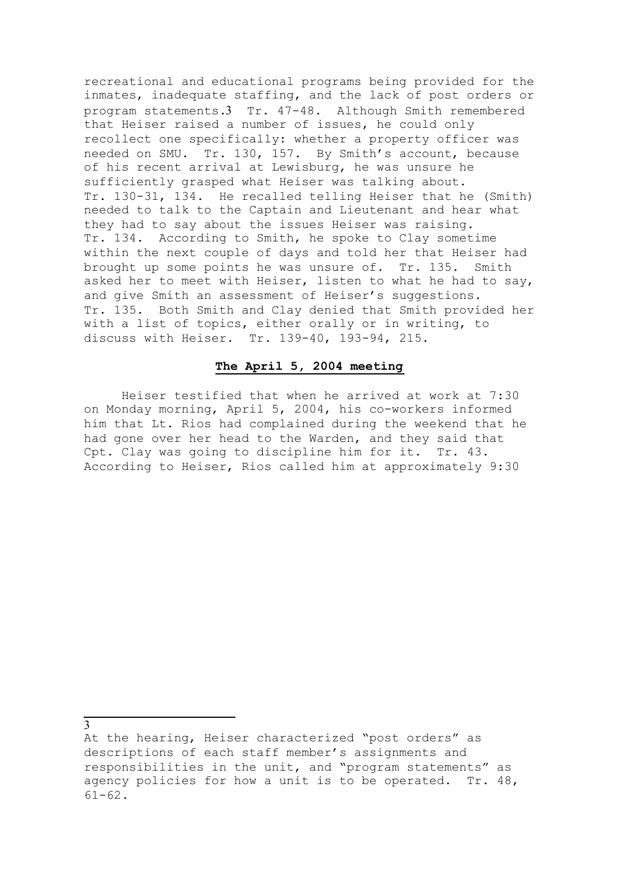recreational and educational programs being provided for the inmates, inadequate staffing, and the lack of post orders or program statements.[3] Tr. 47-48. Although Smith remembered that Heiser raised a number of issues, he could only recollect one specifically: whether a property officer was needed on SMU. Tr. 130, 157. By Smith's account, because of his recent arrival at Lewisburg, he was unsure he sufficiently grasped what Heiser was talking about. Tr. 130-31, 134. He recalled telling Heiser that he (Smith) needed to talk to the Captain and Lieutenant and hear what they had to say about the issues Heiser was raising. Tr. 134. According to Smith, he spoke to Clay sometime within the next couple of days and told her that Heiser had brought up some points he was unsure of. Tr. 135. Smith asked her to meet with Heiser, listen to what he had to say, and give Smith an assessment of Heiser's suggestions. Tr. 135. Both Smith and Clay denied that Smith provided her with a list of topics, either orally or in writing, to discuss with Heiser. Tr. 139-40, 193-94, 215.

**The April 5, 2004 meeting**

Heiser testified that when he arrived at work at 7:30 on Monday morning, April 5, 2004, his co-workers informed him that Lt. Rios had complained during the weekend that he had gone over her head to the Warden, and they said that Cpt. Clay was going to discipline him for it. Tr. 43. According to Heiser, Rios called him at approximately 9:30

---

[3] At the hearing, Heiser characterized "post orders" as descriptions of each staff member's assignments and responsibilities in the unit, and "program statements" as agency policies for how a unit is to be operated. Tr. 48, 61-62.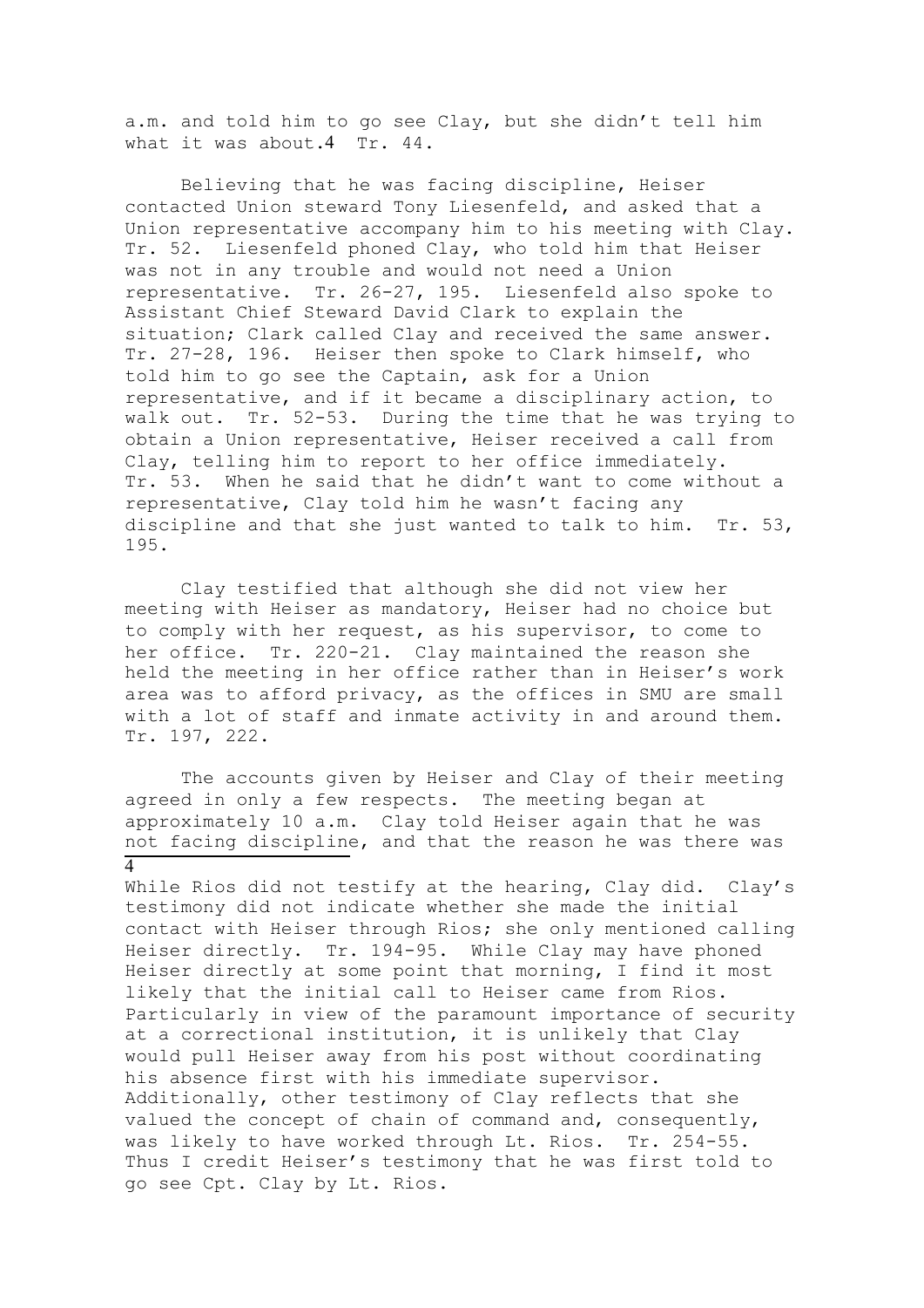a.m. and told him to go see Clay, but she didn't tell him what it was about.[4] Tr. 44.

Believing that he was facing discipline, Heiser contacted Union steward Tony Liesenfeld, and asked that a Union representative accompany him to his meeting with Clay. Tr. 52. Liesenfeld phoned Clay, who told him that Heiser was not in any trouble and would not need a Union representative. Tr. 26-27, 195. Liesenfeld also spoke to Assistant Chief Steward David Clark to explain the situation; Clark called Clay and received the same answer. Tr. 27-28, 196. Heiser then spoke to Clark himself, who told him to go see the Captain, ask for a Union representative, and if it became a disciplinary action, to walk out. Tr. 52-53. During the time that he was trying to obtain a Union representative, Heiser received a call from Clay, telling him to report to her office immediately. Tr. 53. When he said that he didn't want to come without a representative, Clay told him he wasn't facing any discipline and that she just wanted to talk to him. Tr. 53, 195.

Clay testified that although she did not view her meeting with Heiser as mandatory, Heiser had no choice but to comply with her request, as his supervisor, to come to her office. Tr. 220-21. Clay maintained the reason she held the meeting in her office rather than in Heiser's work area was to afford privacy, as the offices in SMU are small with a lot of staff and inmate activity in and around them. Tr. 197, 222.

The accounts given by Heiser and Clay of their meeting agreed in only a few respects. The meeting began at approximately 10 a.m. Clay told Heiser again that he was not facing discipline, and that the reason he was there was

---

[4] While Rios did not testify at the hearing, Clay did. Clay's testimony did not indicate whether she made the initial contact with Heiser through Rios; she only mentioned calling Heiser directly. Tr. 194-95. While Clay may have phoned Heiser directly at some point that morning, I find it most likely that the initial call to Heiser came from Rios. Particularly in view of the paramount importance of security at a correctional institution, it is unlikely that Clay would pull Heiser away from his post without coordinating his absence first with his immediate supervisor. Additionally, other testimony of Clay reflects that she valued the concept of chain of command and, consequently, was likely to have worked through Lt. Rios. Tr. 254-55. Thus I credit Heiser's testimony that he was first told to go see Cpt. Clay by Lt. Rios.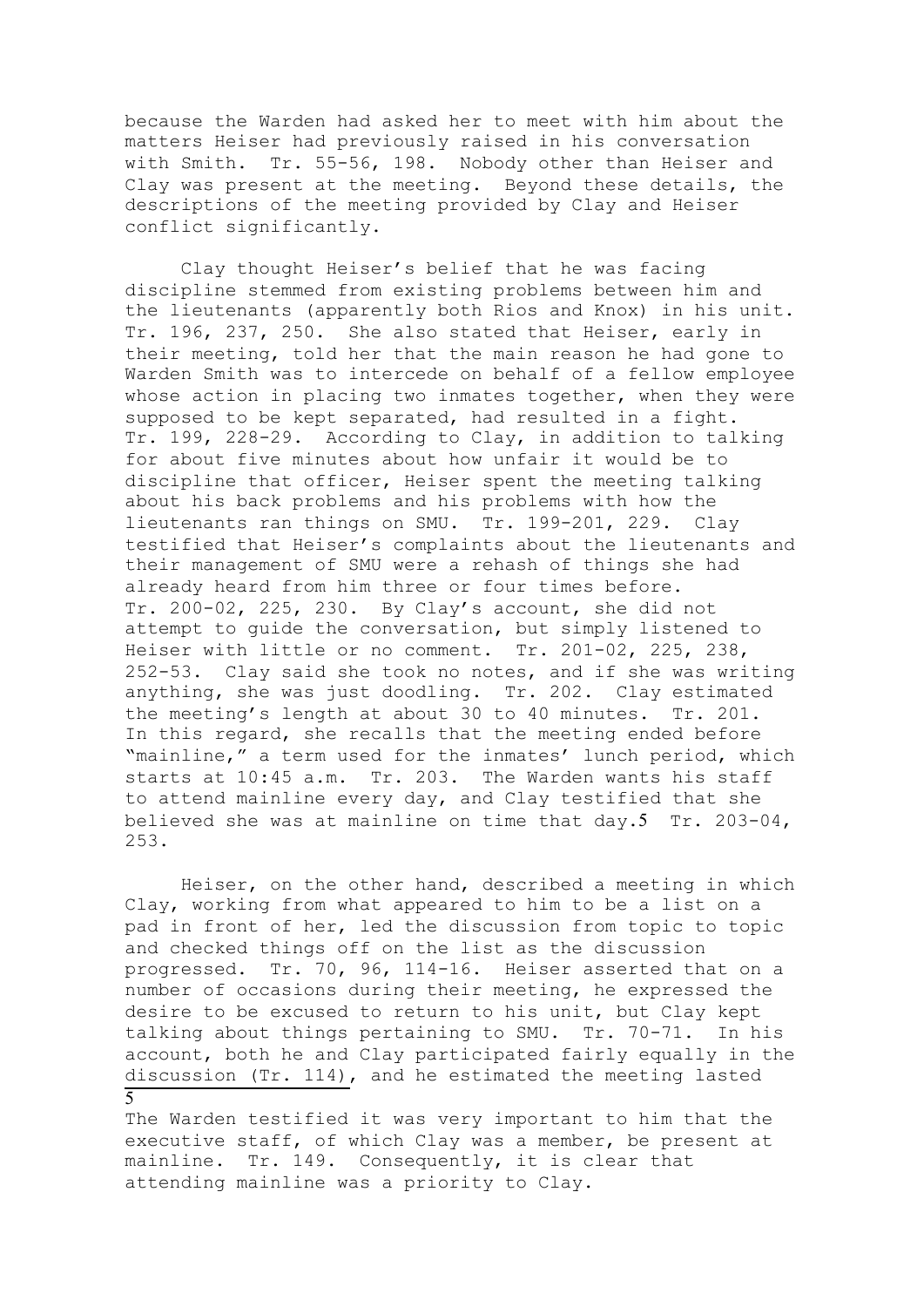because the Warden had asked her to meet with him about the matters Heiser had previously raised in his conversation with Smith. Tr. 55-56, 198. Nobody other than Heiser and Clay was present at the meeting. Beyond these details, the descriptions of the meeting provided by Clay and Heiser conflict significantly.

Clay thought Heiser's belief that he was facing discipline stemmed from existing problems between him and the lieutenants (apparently both Rios and Knox) in his unit. Tr. 196, 237, 250. She also stated that Heiser, early in their meeting, told her that the main reason he had gone to Warden Smith was to intercede on behalf of a fellow employee whose action in placing two inmates together, when they were supposed to be kept separated, had resulted in a fight. Tr. 199, 228-29. According to Clay, in addition to talking for about five minutes about how unfair it would be to discipline that officer, Heiser spent the meeting talking about his back problems and his problems with how the lieutenants ran things on SMU. Tr. 199-201, 229. Clay testified that Heiser's complaints about the lieutenants and their management of SMU were a rehash of things she had already heard from him three or four times before. Tr. 200-02, 225, 230. By Clay's account, she did not attempt to guide the conversation, but simply listened to Heiser with little or no comment. Tr. 201-02, 225, 238, 252-53. Clay said she took no notes, and if she was writing anything, she was just doodling. Tr. 202. Clay estimated the meeting's length at about 30 to 40 minutes. Tr. 201. In this regard, she recalls that the meeting ended before "mainline," a term used for the inmates' lunch period, which starts at 10:45 a.m. Tr. 203. The Warden wants his staff to attend mainline every day, and Clay testified that she believed she was at mainline on time that day.[5] Tr. 203-04, 253.

Heiser, on the other hand, described a meeting in which Clay, working from what appeared to him to be a list on a pad in front of her, led the discussion from topic to topic and checked things off on the list as the discussion progressed. Tr. 70, 96, 114-16. Heiser asserted that on a number of occasions during their meeting, he expressed the desire to be excused to return to his unit, but Clay kept talking about things pertaining to SMU. Tr. 70-71. In his account, both he and Clay participated fairly equally in the discussion (Tr. 114), and he estimated the meeting lasted

---

[5] The Warden testified it was very important to him that the executive staff, of which Clay was a member, be present at mainline. Tr. 149. Consequently, it is clear that attending mainline was a priority to Clay.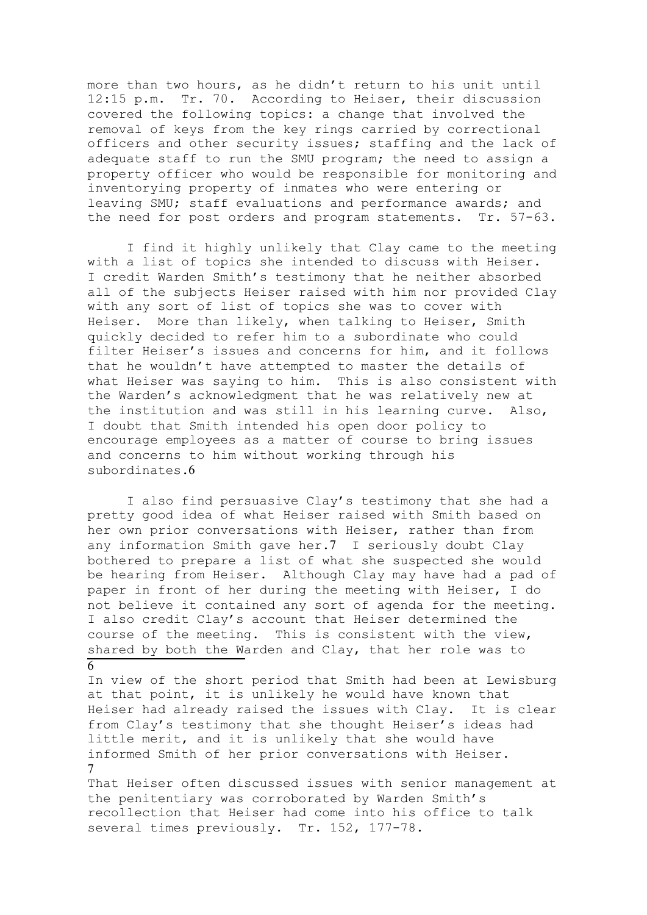more than two hours, as he didn't return to his unit until 12:15 p.m. Tr. 70. According to Heiser, their discussion covered the following topics: a change that involved the removal of keys from the key rings carried by correctional officers and other security issues; staffing and the lack of adequate staff to run the SMU program; the need to assign a property officer who would be responsible for monitoring and inventorying property of inmates who were entering or leaving SMU; staff evaluations and performance awards; and the need for post orders and program statements. Tr. 57-63.

I find it highly unlikely that Clay came to the meeting with a list of topics she intended to discuss with Heiser. I credit Warden Smith's testimony that he neither absorbed all of the subjects Heiser raised with him nor provided Clay with any sort of list of topics she was to cover with Heiser. More than likely, when talking to Heiser, Smith quickly decided to refer him to a subordinate who could filter Heiser's issues and concerns for him, and it follows that he wouldn't have attempted to master the details of what Heiser was saying to him. This is also consistent with the Warden's acknowledgment that he was relatively new at the institution and was still in his learning curve. Also, I doubt that Smith intended his open door policy to encourage employees as a matter of course to bring issues and concerns to him without working through his subordinates.[6]

I also find persuasive Clay's testimony that she had a pretty good idea of what Heiser raised with Smith based on her own prior conversations with Heiser, rather than from any information Smith gave her.[7] I seriously doubt Clay bothered to prepare a list of what she suspected she would be hearing from Heiser. Although Clay may have had a pad of paper in front of her during the meeting with Heiser, I do not believe it contained any sort of agenda for the meeting. I also credit Clay's account that Heiser determined the course of the meeting. This is consistent with the view, shared by both the Warden and Clay, that her role was to

---

[6] In view of the short period that Smith had been at Lewisburg at that point, it is unlikely he would have known that Heiser had already raised the issues with Clay. It is clear from Clay's testimony that she thought Heiser's ideas had little merit, and it is unlikely that she would have informed Smith of her prior conversations with Heiser.

[7] That Heiser often discussed issues with senior management at the penitentiary was corroborated by Warden Smith's recollection that Heiser had come into his office to talk several times previously. Tr. 152, 177-78.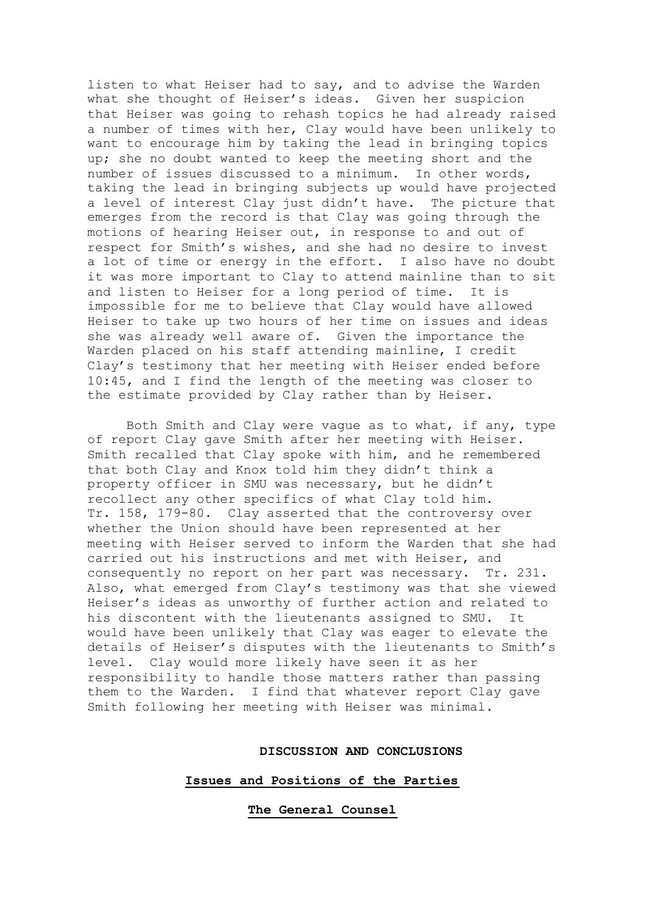listen to what Heiser had to say, and to advise the Warden what she thought of Heiser's ideas. Given her suspicion that Heiser was going to rehash topics he had already raised a number of times with her, Clay would have been unlikely to want to encourage him by taking the lead in bringing topics up; she no doubt wanted to keep the meeting short and the number of issues discussed to a minimum. In other words, taking the lead in bringing subjects up would have projected a level of interest Clay just didn't have. The picture that emerges from the record is that Clay was going through the motions of hearing Heiser out, in response to and out of respect for Smith's wishes, and she had no desire to invest a lot of time or energy in the effort. I also have no doubt it was more important to Clay to attend mainline than to sit and listen to Heiser for a long period of time. It is impossible for me to believe that Clay would have allowed Heiser to take up two hours of her time on issues and ideas she was already well aware of. Given the importance the Warden placed on his staff attending mainline, I credit Clay's testimony that her meeting with Heiser ended before 10:45, and I find the length of the meeting was closer to the estimate provided by Clay rather than by Heiser.

Both Smith and Clay were vague as to what, if any, type of report Clay gave Smith after her meeting with Heiser. Smith recalled that Clay spoke with him, and he remembered that both Clay and Knox told him they didn't think a property officer in SMU was necessary, but he didn't recollect any other specifics of what Clay told him. Tr. 158, 179-80. Clay asserted that the controversy over whether the Union should have been represented at her meeting with Heiser served to inform the Warden that she had carried out his instructions and met with Heiser, and consequently no report on her part was necessary. Tr. 231. Also, what emerged from Clay's testimony was that she viewed Heiser's ideas as unworthy of further action and related to his discontent with the lieutenants assigned to SMU. It would have been unlikely that Clay was eager to elevate the details of Heiser's disputes with the lieutenants to Smith's level. Clay would more likely have seen it as her responsibility to handle those matters rather than passing them to the Warden. I find that whatever report Clay gave Smith following her meeting with Heiser was minimal.

## DISCUSSION AND CONCLUSIONS

### Issues and Positions of the Parties

#### The General Counsel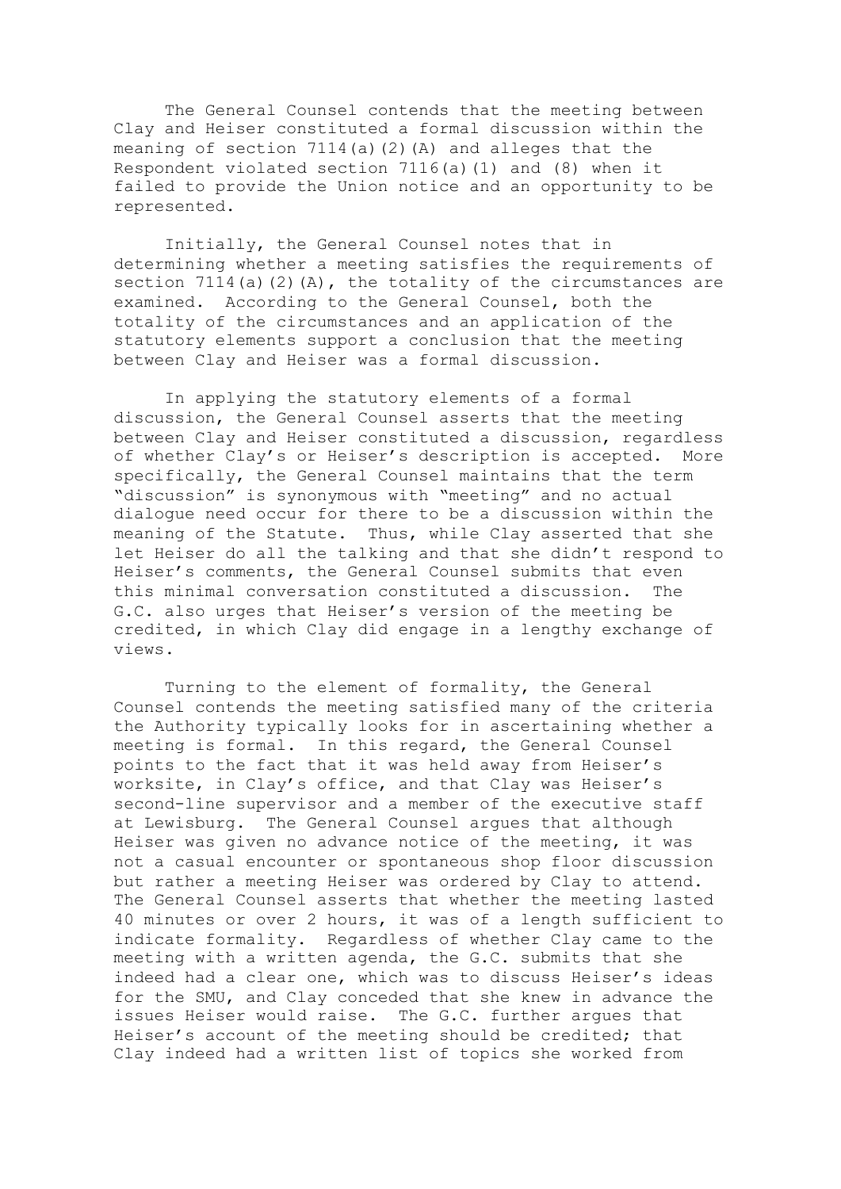The General Counsel contends that the meeting between Clay and Heiser constituted a formal discussion within the meaning of section 7114(a)(2)(A) and alleges that the Respondent violated section 7116(a)(1) and (8) when it failed to provide the Union notice and an opportunity to be represented.

Initially, the General Counsel notes that in determining whether a meeting satisfies the requirements of section 7114(a)(2)(A), the totality of the circumstances are examined. According to the General Counsel, both the totality of the circumstances and an application of the statutory elements support a conclusion that the meeting between Clay and Heiser was a formal discussion.

In applying the statutory elements of a formal discussion, the General Counsel asserts that the meeting between Clay and Heiser constituted a discussion, regardless of whether Clay's or Heiser's description is accepted. More specifically, the General Counsel maintains that the term "discussion" is synonymous with "meeting" and no actual dialogue need occur for there to be a discussion within the meaning of the Statute. Thus, while Clay asserted that she let Heiser do all the talking and that she didn't respond to Heiser's comments, the General Counsel submits that even this minimal conversation constituted a discussion. The G.C. also urges that Heiser's version of the meeting be credited, in which Clay did engage in a lengthy exchange of views.

Turning to the element of formality, the General Counsel contends the meeting satisfied many of the criteria the Authority typically looks for in ascertaining whether a meeting is formal. In this regard, the General Counsel points to the fact that it was held away from Heiser's worksite, in Clay's office, and that Clay was Heiser's second-line supervisor and a member of the executive staff at Lewisburg. The General Counsel argues that although Heiser was given no advance notice of the meeting, it was not a casual encounter or spontaneous shop floor discussion but rather a meeting Heiser was ordered by Clay to attend. The General Counsel asserts that whether the meeting lasted 40 minutes or over 2 hours, it was of a length sufficient to indicate formality. Regardless of whether Clay came to the meeting with a written agenda, the G.C. submits that she indeed had a clear one, which was to discuss Heiser's ideas for the SMU, and Clay conceded that she knew in advance the issues Heiser would raise. The G.C. further argues that Heiser's account of the meeting should be credited; that Clay indeed had a written list of topics she worked from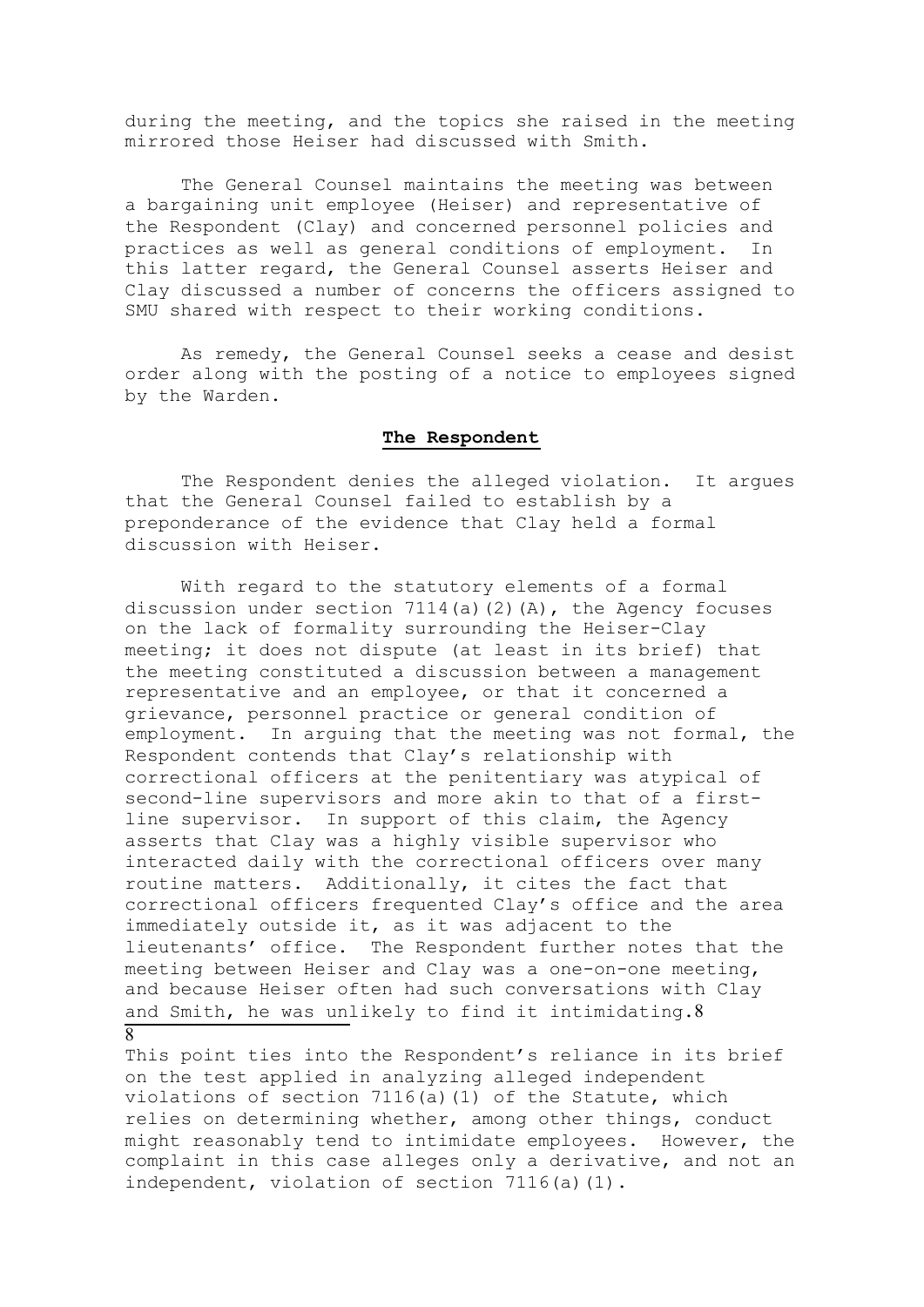during the meeting, and the topics she raised in the meeting mirrored those Heiser had discussed with Smith.

The General Counsel maintains the meeting was between a bargaining unit employee (Heiser) and representative of the Respondent (Clay) and concerned personnel policies and practices as well as general conditions of employment. In this latter regard, the General Counsel asserts Heiser and Clay discussed a number of concerns the officers assigned to SMU shared with respect to their working conditions.

As remedy, the General Counsel seeks a cease and desist order along with the posting of a notice to employees signed by the Warden.

## **The Respondent**

The Respondent denies the alleged violation. It argues that the General Counsel failed to establish by a preponderance of the evidence that Clay held a formal discussion with Heiser.

With regard to the statutory elements of a formal discussion under section 7114(a)(2)(A), the Agency focuses on the lack of formality surrounding the Heiser-Clay meeting; it does not dispute (at least in its brief) that the meeting constituted a discussion between a management representative and an employee, or that it concerned a grievance, personnel practice or general condition of employment. In arguing that the meeting was not formal, the Respondent contends that Clay's relationship with correctional officers at the penitentiary was atypical of second-line supervisors and more akin to that of a first-line supervisor. In support of this claim, the Agency asserts that Clay was a highly visible supervisor who interacted daily with the correctional officers over many routine matters. Additionally, it cites the fact that correctional officers frequented Clay's office and the area immediately outside it, as it was adjacent to the lieutenants' office. The Respondent further notes that the meeting between Heiser and Clay was a one-on-one meeting, and because Heiser often had such conversations with Clay and Smith, he was unlikely to find it intimidating.[8]

---

[8] This point ties into the Respondent's reliance in its brief on the test applied in analyzing alleged independent violations of section 7116(a)(1) of the Statute, which relies on determining whether, among other things, conduct might reasonably tend to intimidate employees. However, the complaint in this case alleges only a derivative, and not an independent, violation of section 7116(a)(1).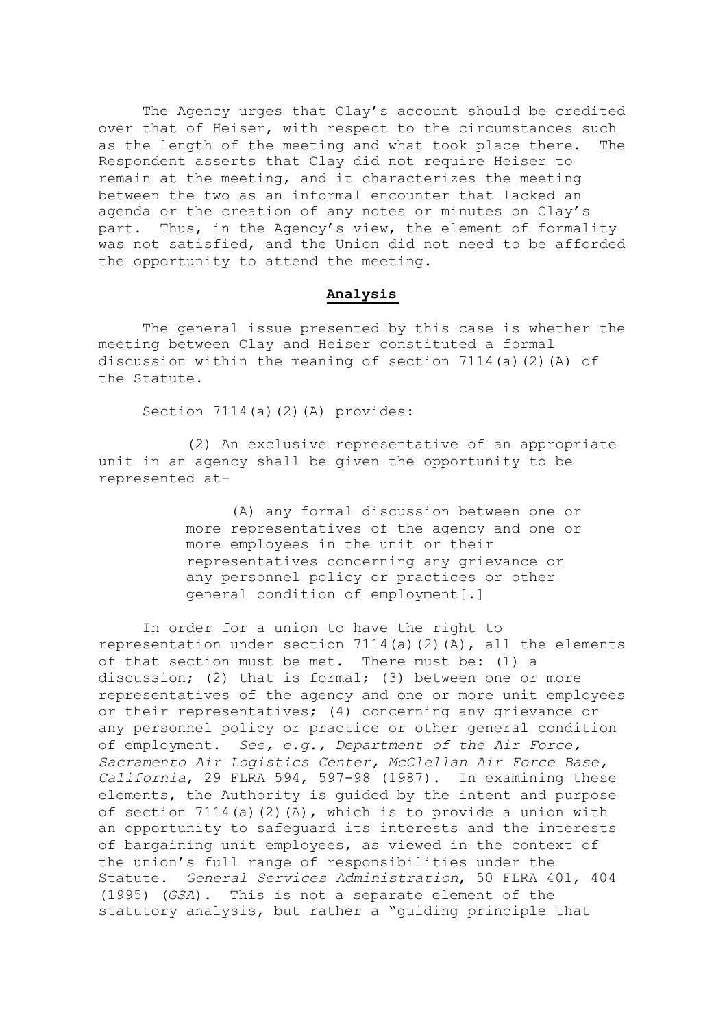The Agency urges that Clay's account should be credited over that of Heiser, with respect to the circumstances such as the length of the meeting and what took place there. The Respondent asserts that Clay did not require Heiser to remain at the meeting, and it characterizes the meeting between the two as an informal encounter that lacked an agenda or the creation of any notes or minutes on Clay's part. Thus, in the Agency's view, the element of formality was not satisfied, and the Union did not need to be afforded the opportunity to attend the meeting.

## **Analysis**

The general issue presented by this case is whether the meeting between Clay and Heiser constituted a formal discussion within the meaning of section 7114(a)(2)(A) of the Statute.

Section 7114(a)(2)(A) provides:

> (2) An exclusive representative of an appropriate unit in an agency shall be given the opportunity to be represented at–
>
> > (A) any formal discussion between one or more representatives of the agency and one or more employees in the unit or their representatives concerning any grievance or any personnel policy or practices or other general condition of employment[.]

In order for a union to have the right to representation under section 7114(a)(2)(A), all the elements of that section must be met. There must be: (1) a discussion; (2) that is formal; (3) between one or more representatives of the agency and one or more unit employees or their representatives; (4) concerning any grievance or any personnel policy or practice or other general condition of employment. *See, e.g., Department of the Air Force, Sacramento Air Logistics Center, McClellan Air Force Base, California*, 29 FLRA 594, 597-98 (1987). In examining these elements, the Authority is guided by the intent and purpose of section 7114(a)(2)(A), which is to provide a union with an opportunity to safeguard its interests and the interests of bargaining unit employees, as viewed in the context of the union's full range of responsibilities under the Statute. *General Services Administration*, 50 FLRA 401, 404 (1995) (*GSA*). This is not a separate element of the statutory analysis, but rather a "guiding principle that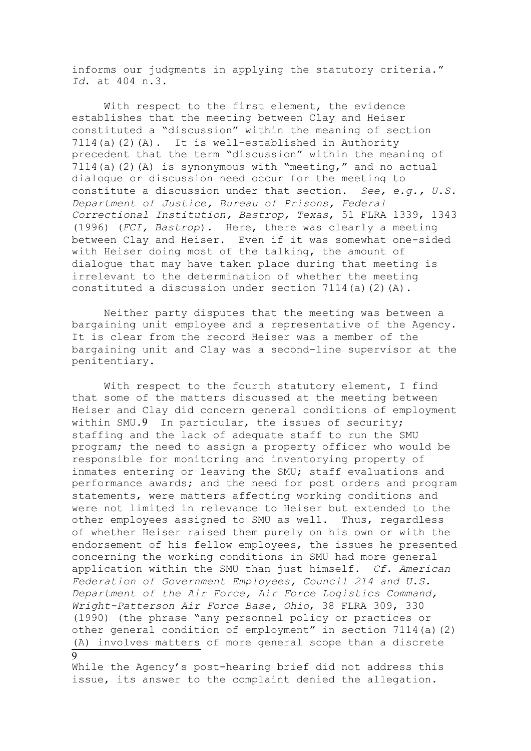informs our judgments in applying the statutory criteria." *Id.* at 404 n.3.

With respect to the first element, the evidence establishes that the meeting between Clay and Heiser constituted a "discussion" within the meaning of section 7114(a)(2)(A). It is well-established in Authority precedent that the term "discussion" within the meaning of 7114(a)(2)(A) is synonymous with "meeting," and no actual dialogue or discussion need occur for the meeting to constitute a discussion under that section. *See, e.g., U.S. Department of Justice, Bureau of Prisons, Federal Correctional Institution, Bastrop, Texas*, 51 FLRA 1339, 1343 (1996) (*FCI, Bastrop*). Here, there was clearly a meeting between Clay and Heiser. Even if it was somewhat one-sided with Heiser doing most of the talking, the amount of dialogue that may have taken place during that meeting is irrelevant to the determination of whether the meeting constituted a discussion under section 7114(a)(2)(A).

Neither party disputes that the meeting was between a bargaining unit employee and a representative of the Agency. It is clear from the record Heiser was a member of the bargaining unit and Clay was a second-line supervisor at the penitentiary.

With respect to the fourth statutory element, I find that some of the matters discussed at the meeting between Heiser and Clay did concern general conditions of employment within SMU.[9] In particular, the issues of security; staffing and the lack of adequate staff to run the SMU program; the need to assign a property officer who would be responsible for monitoring and inventorying property of inmates entering or leaving the SMU; staff evaluations and performance awards; and the need for post orders and program statements, were matters affecting working conditions and were not limited in relevance to Heiser but extended to the other employees assigned to SMU as well. Thus, regardless of whether Heiser raised them purely on his own or with the endorsement of his fellow employees, the issues he presented concerning the working conditions in SMU had more general application within the SMU than just himself. *Cf. American Federation of Government Employees, Council 214 and U.S. Department of the Air Force, Air Force Logistics Command, Wright-Patterson Air Force Base, Ohio*, 38 FLRA 309, 330 (1990) (the phrase "any personnel policy or practices or other general condition of employment" in section 7114(a)(2)(A) involves matters of more general scope than a discrete

[9] While the Agency's post-hearing brief did not address this issue, its answer to the complaint denied the allegation.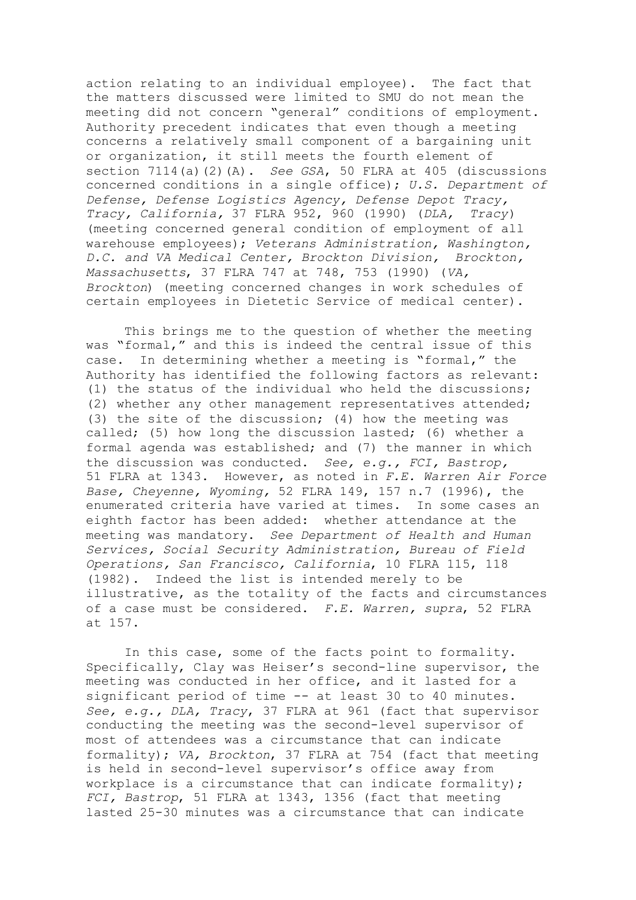action relating to an individual employee). The fact that the matters discussed were limited to SMU do not mean the meeting did not concern "general" conditions of employment. Authority precedent indicates that even though a meeting concerns a relatively small component of a bargaining unit or organization, it still meets the fourth element of section 7114(a)(2)(A). *See GSA*, 50 FLRA at 405 (discussions concerned conditions in a single office); *U.S. Department of Defense, Defense Logistics Agency, Defense Depot Tracy, Tracy, California*, 37 FLRA 952, 960 (1990) (*DLA, Tracy*) (meeting concerned general condition of employment of all warehouse employees); *Veterans Administration, Washington, D.C. and VA Medical Center, Brockton Division, Brockton, Massachusetts*, 37 FLRA 747 at 748, 753 (1990) (*VA, Brockton*) (meeting concerned changes in work schedules of certain employees in Dietetic Service of medical center).

This brings me to the question of whether the meeting was "formal," and this is indeed the central issue of this case. In determining whether a meeting is "formal," the Authority has identified the following factors as relevant: (1) the status of the individual who held the discussions; (2) whether any other management representatives attended; (3) the site of the discussion; (4) how the meeting was called; (5) how long the discussion lasted; (6) whether a formal agenda was established; and (7) the manner in which the discussion was conducted. *See, e.g., FCI, Bastrop*, 51 FLRA at 1343. However, as noted in *F.E. Warren Air Force Base, Cheyenne, Wyoming*, 52 FLRA 149, 157 n.7 (1996), the enumerated criteria have varied at times. In some cases an eighth factor has been added: whether attendance at the meeting was mandatory. *See Department of Health and Human Services, Social Security Administration, Bureau of Field Operations, San Francisco, California*, 10 FLRA 115, 118 (1982). Indeed the list is intended merely to be illustrative, as the totality of the facts and circumstances of a case must be considered. *F.E. Warren, supra*, 52 FLRA at 157.

In this case, some of the facts point to formality. Specifically, Clay was Heiser's second-line supervisor, the meeting was conducted in her office, and it lasted for a significant period of time -- at least 30 to 40 minutes. *See, e.g., DLA, Tracy*, 37 FLRA at 961 (fact that supervisor conducting the meeting was the second-level supervisor of most of attendees was a circumstance that can indicate formality); *VA, Brockton*, 37 FLRA at 754 (fact that meeting is held in second-level supervisor's office away from workplace is a circumstance that can indicate formality); *FCI, Bastrop*, 51 FLRA at 1343, 1356 (fact that meeting lasted 25-30 minutes was a circumstance that can indicate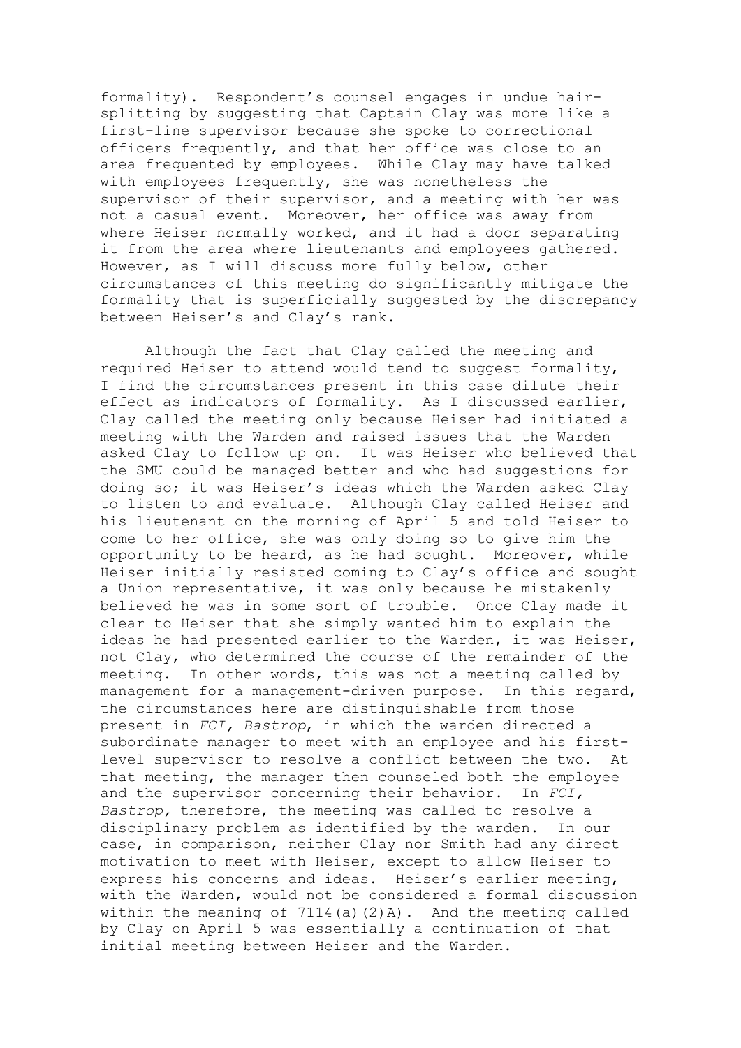formality). Respondent's counsel engages in undue hair-splitting by suggesting that Captain Clay was more like a first-line supervisor because she spoke to correctional officers frequently, and that her office was close to an area frequented by employees. While Clay may have talked with employees frequently, she was nonetheless the supervisor of their supervisor, and a meeting with her was not a casual event. Moreover, her office was away from where Heiser normally worked, and it had a door separating it from the area where lieutenants and employees gathered. However, as I will discuss more fully below, other circumstances of this meeting do significantly mitigate the formality that is superficially suggested by the discrepancy between Heiser's and Clay's rank.

Although the fact that Clay called the meeting and required Heiser to attend would tend to suggest formality, I find the circumstances present in this case dilute their effect as indicators of formality. As I discussed earlier, Clay called the meeting only because Heiser had initiated a meeting with the Warden and raised issues that the Warden asked Clay to follow up on. It was Heiser who believed that the SMU could be managed better and who had suggestions for doing so; it was Heiser's ideas which the Warden asked Clay to listen to and evaluate. Although Clay called Heiser and his lieutenant on the morning of April 5 and told Heiser to come to her office, she was only doing so to give him the opportunity to be heard, as he had sought. Moreover, while Heiser initially resisted coming to Clay's office and sought a Union representative, it was only because he mistakenly believed he was in some sort of trouble. Once Clay made it clear to Heiser that she simply wanted him to explain the ideas he had presented earlier to the Warden, it was Heiser, not Clay, who determined the course of the remainder of the meeting. In other words, this was not a meeting called by management for a management-driven purpose. In this regard, the circumstances here are distinguishable from those present in *FCI, Bastrop*, in which the warden directed a subordinate manager to meet with an employee and his first-level supervisor to resolve a conflict between the two. At that meeting, the manager then counseled both the employee and the supervisor concerning their behavior. In *FCI, Bastrop,* therefore, the meeting was called to resolve a disciplinary problem as identified by the warden. In our case, in comparison, neither Clay nor Smith had any direct motivation to meet with Heiser, except to allow Heiser to express his concerns and ideas. Heiser's earlier meeting, with the Warden, would not be considered a formal discussion within the meaning of 7114(a)(2)A). And the meeting called by Clay on April 5 was essentially a continuation of that initial meeting between Heiser and the Warden.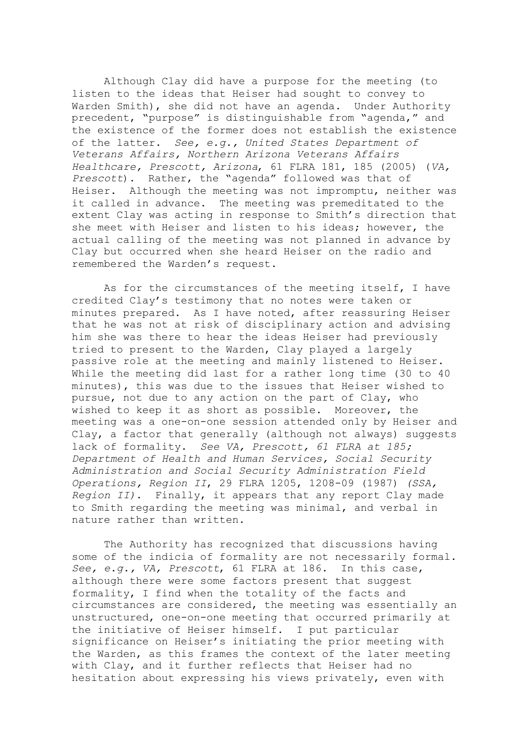Although Clay did have a purpose for the meeting (to listen to the ideas that Heiser had sought to convey to Warden Smith), she did not have an agenda. Under Authority precedent, "purpose" is distinguishable from "agenda," and the existence of the former does not establish the existence of the latter. *See, e.g., United States Department of Veterans Affairs, Northern Arizona Veterans Affairs Healthcare, Prescott, Arizona*, 61 FLRA 181, 185 (2005) (*VA, Prescott*). Rather, the "agenda" followed was that of Heiser. Although the meeting was not impromptu, neither was it called in advance. The meeting was premeditated to the extent Clay was acting in response to Smith's direction that she meet with Heiser and listen to his ideas; however, the actual calling of the meeting was not planned in advance by Clay but occurred when she heard Heiser on the radio and remembered the Warden's request.

As for the circumstances of the meeting itself, I have credited Clay's testimony that no notes were taken or minutes prepared. As I have noted, after reassuring Heiser that he was not at risk of disciplinary action and advising him she was there to hear the ideas Heiser had previously tried to present to the Warden, Clay played a largely passive role at the meeting and mainly listened to Heiser. While the meeting did last for a rather long time (30 to 40 minutes), this was due to the issues that Heiser wished to pursue, not due to any action on the part of Clay, who wished to keep it as short as possible. Moreover, the meeting was a one-on-one session attended only by Heiser and Clay, a factor that generally (although not always) suggests lack of formality. *See VA, Prescott, 61 FLRA at 185; Department of Health and Human Services, Social Security Administration and Social Security Administration Field Operations, Region II*, 29 FLRA 1205, 1208-09 (1987) *(SSA, Region II)*. Finally, it appears that any report Clay made to Smith regarding the meeting was minimal, and verbal in nature rather than written.

The Authority has recognized that discussions having some of the indicia of formality are not necessarily formal. *See, e.g., VA, Prescott*, 61 FLRA at 186. In this case, although there were some factors present that suggest formality, I find when the totality of the facts and circumstances are considered, the meeting was essentially an unstructured, one-on-one meeting that occurred primarily at the initiative of Heiser himself. I put particular significance on Heiser's initiating the prior meeting with the Warden, as this frames the context of the later meeting with Clay, and it further reflects that Heiser had no hesitation about expressing his views privately, even with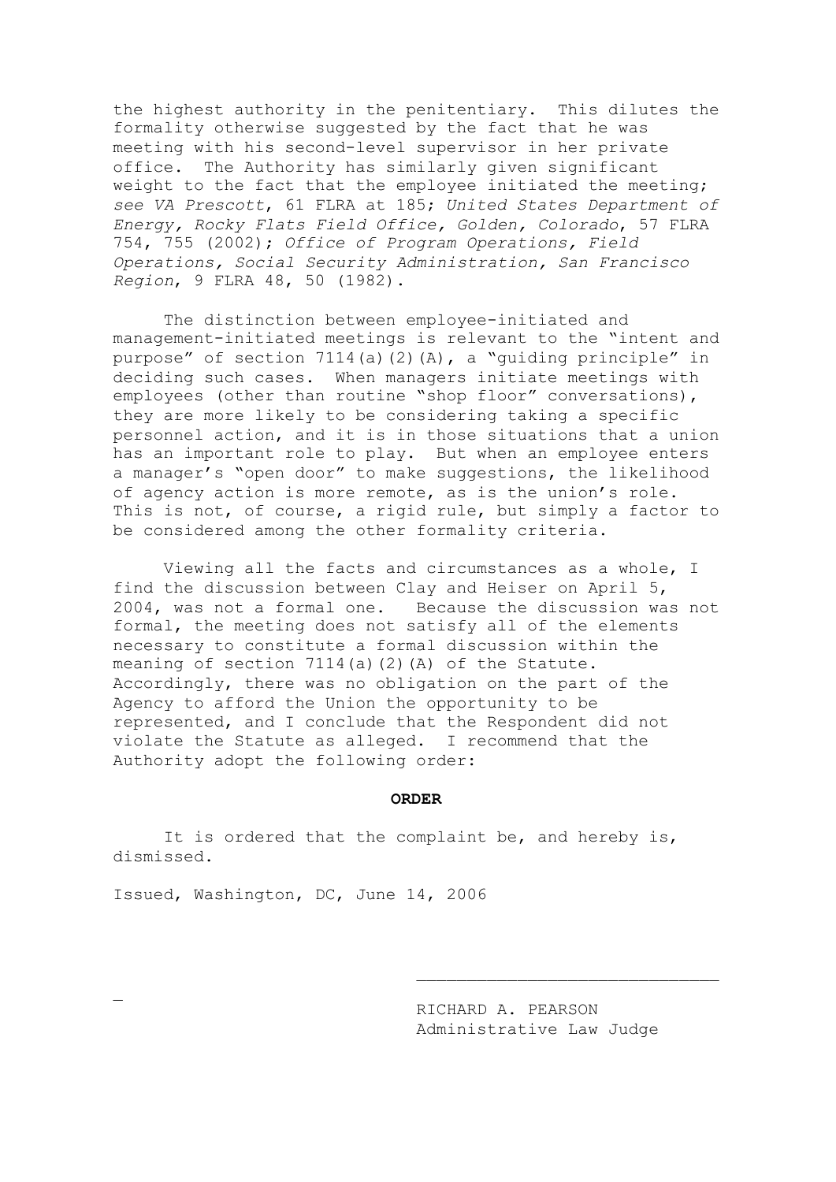the highest authority in the penitentiary. This dilutes the formality otherwise suggested by the fact that he was meeting with his second-level supervisor in her private office. The Authority has similarly given significant weight to the fact that the employee initiated the meeting; *see VA Prescott*, 61 FLRA at 185; *United States Department of Energy, Rocky Flats Field Office, Golden, Colorado*, 57 FLRA 754, 755 (2002); *Office of Program Operations, Field Operations, Social Security Administration, San Francisco Region*, 9 FLRA 48, 50 (1982).

The distinction between employee-initiated and management-initiated meetings is relevant to the "intent and purpose" of section 7114(a)(2)(A), a "guiding principle" in deciding such cases. When managers initiate meetings with employees (other than routine "shop floor" conversations), they are more likely to be considering taking a specific personnel action, and it is in those situations that a union has an important role to play. But when an employee enters a manager's "open door" to make suggestions, the likelihood of agency action is more remote, as is the union's role. This is not, of course, a rigid rule, but simply a factor to be considered among the other formality criteria.

Viewing all the facts and circumstances as a whole, I find the discussion between Clay and Heiser on April 5, 2004, was not a formal one. Because the discussion was not formal, the meeting does not satisfy all of the elements necessary to constitute a formal discussion within the meaning of section 7114(a)(2)(A) of the Statute. Accordingly, there was no obligation on the part of the Agency to afford the Union the opportunity to be represented, and I conclude that the Respondent did not violate the Statute as alleged. I recommend that the Authority adopt the following order:

**ORDER**

It is ordered that the complaint be, and hereby is, dismissed.

Issued, Washington, DC, June 14, 2006

RICHARD A. PEARSON
Administrative Law Judge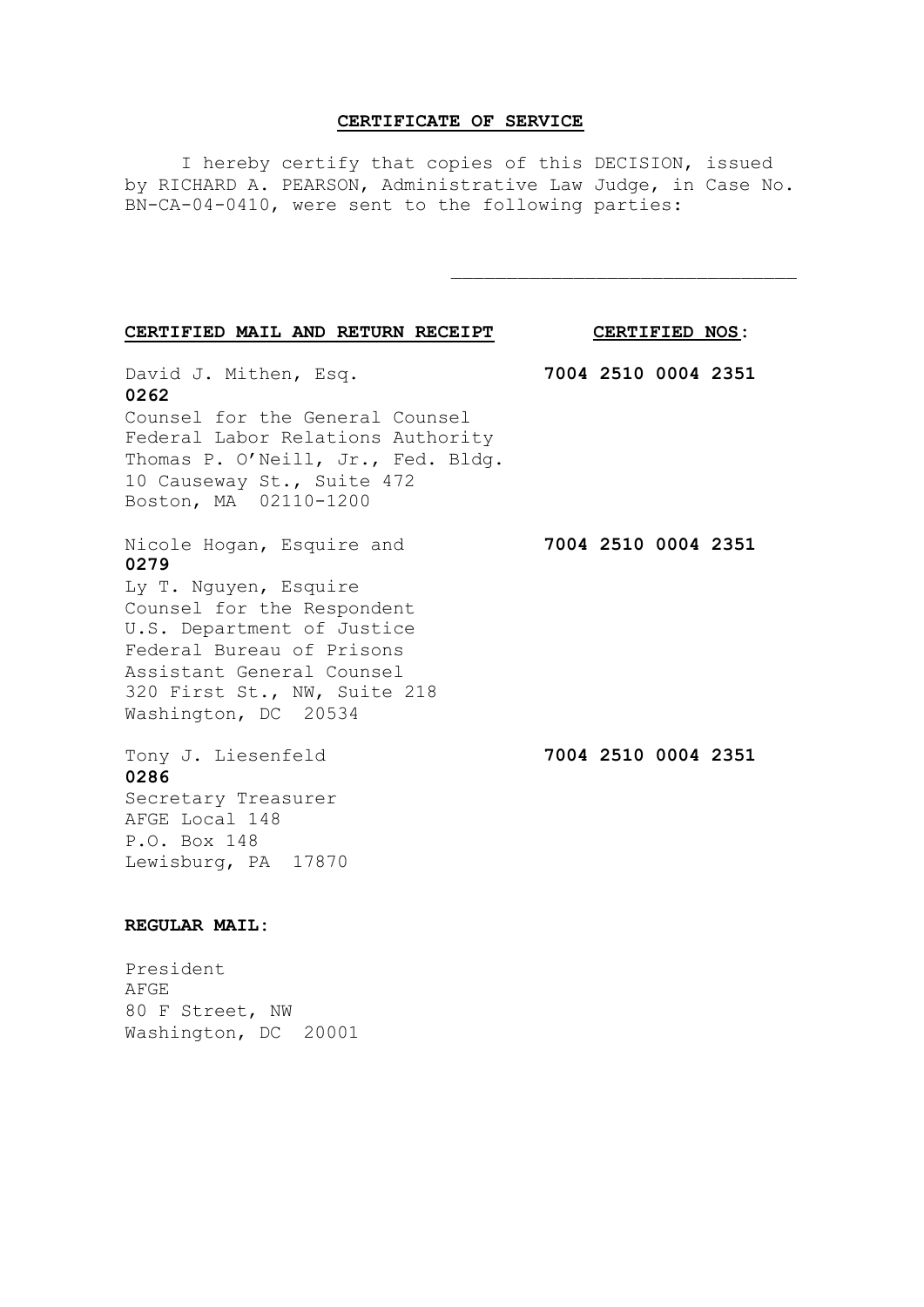**CERTIFICATE OF SERVICE**

I hereby certify that copies of this DECISION, issued by RICHARD A. PEARSON, Administrative Law Judge, in Case No. BN-CA-04-0410, were sent to the following parties:

\_\_\_\_\_\_\_\_\_\_\_\_\_\_\_\_\_\_\_\_\_\_\_\_\_\_\_\_\_\_\_

| CERTIFIED MAIL AND RETURN RECEIPT | CERTIFIED NOS: |
|---|---|
| David J. Mithen, Esq.<br>Counsel for the General Counsel<br>Federal Labor Relations Authority<br>Thomas P. O'Neill, Jr., Fed. Bldg.<br>10 Causeway St., Suite 472<br>Boston, MA 02110-1200 | **7004 2510 0004 2351 0262** |
| Nicole Hogan, Esquire and<br>Ly T. Nguyen, Esquire<br>Counsel for the Respondent<br>U.S. Department of Justice<br>Federal Bureau of Prisons<br>Assistant General Counsel<br>320 First St., NW, Suite 218<br>Washington, DC 20534 | **7004 2510 0004 2351 0279** |
| Tony J. Liesenfeld<br>Secretary Treasurer<br>AFGE Local 148<br>P.O. Box 148<br>Lewisburg, PA 17870 | **7004 2510 0004 2351 0286** |

**REGULAR MAIL:**

President
AFGE
80 F Street, NW
Washington, DC 20001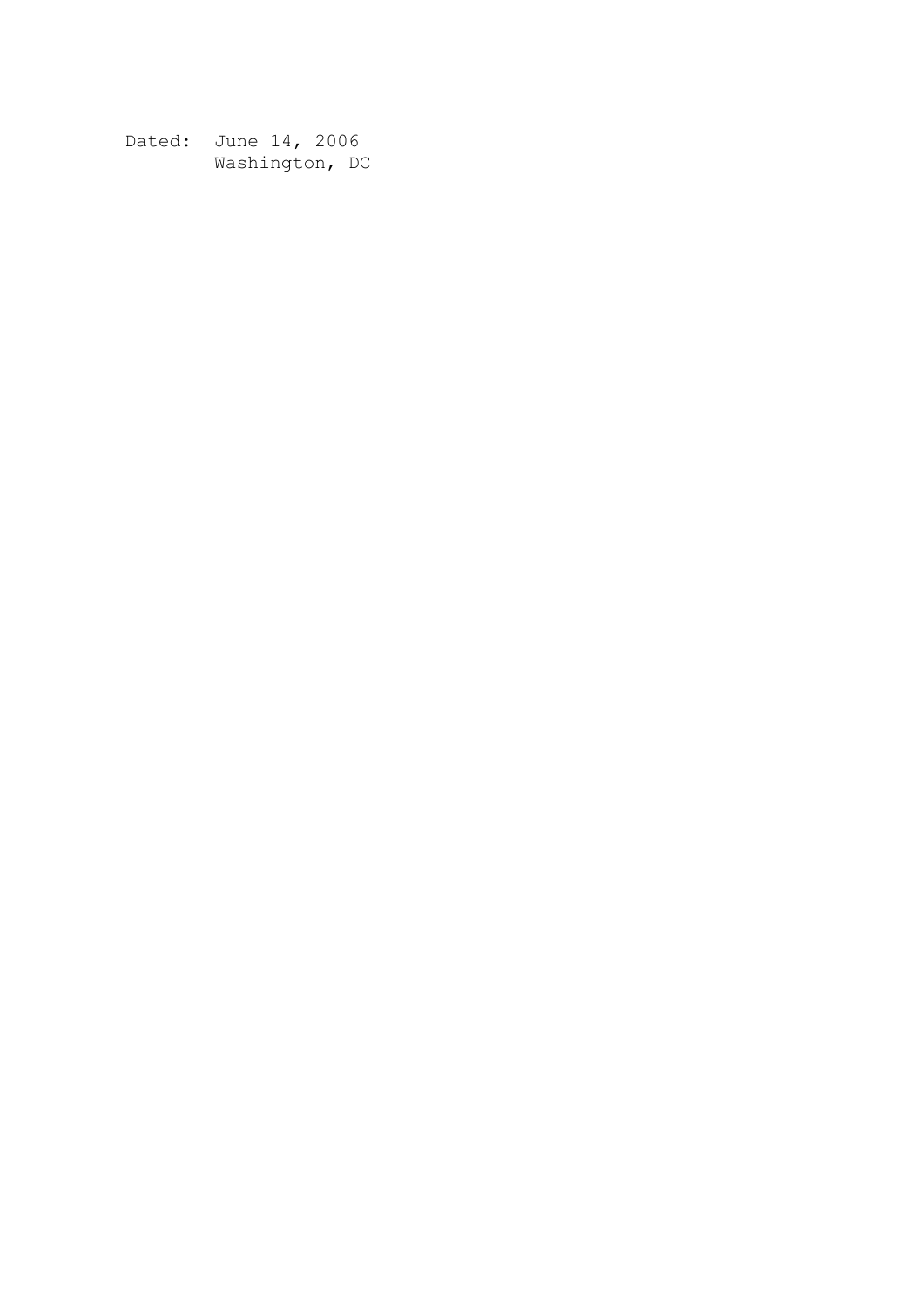Dated: June 14, 2006
Washington, DC